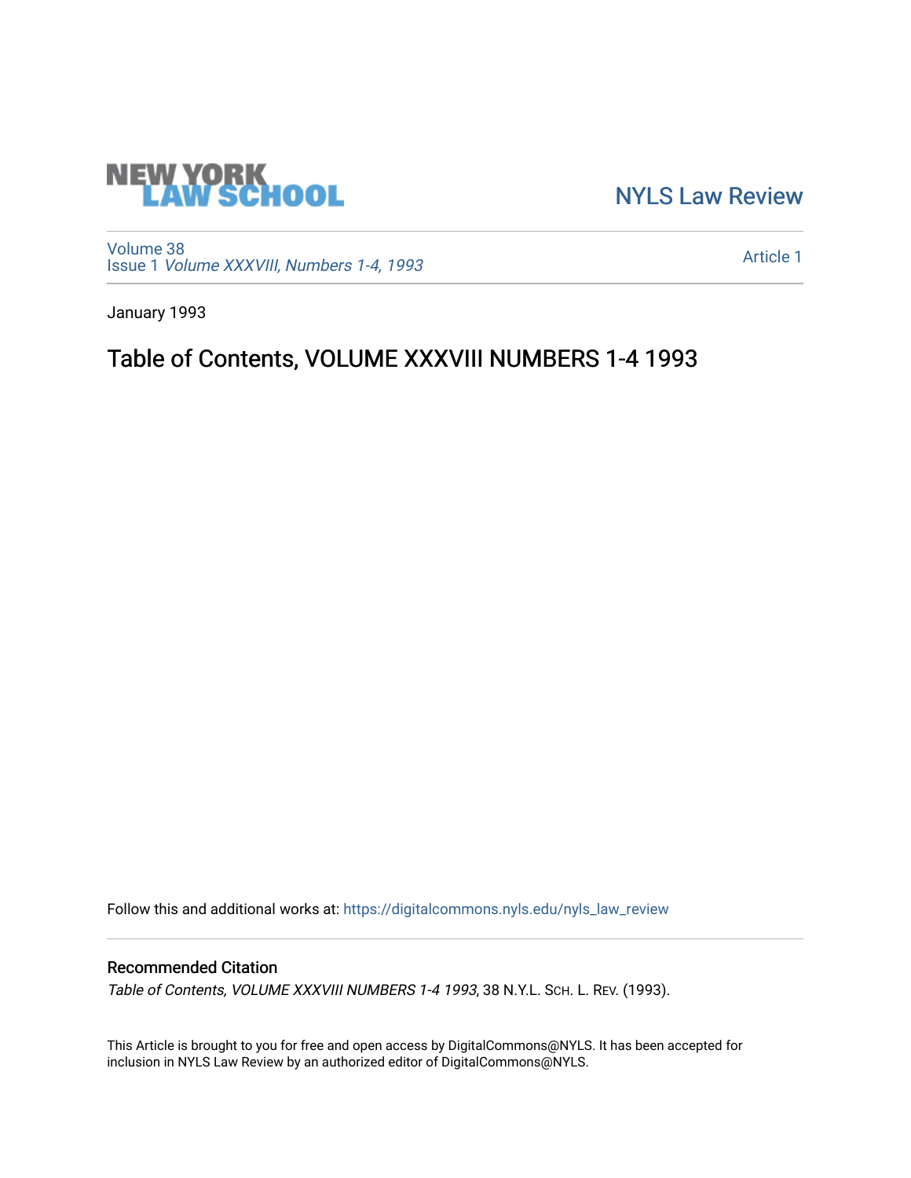NEW YORK LAW SCHOOL

NYLS Law Review

Volume 38
Issue 1 *Volume XXXVIII, Numbers 1-4, 1993*

Article 1

January 1993

# Table of Contents, VOLUME XXXVIII NUMBERS 1-4 1993

Follow this and additional works at: https://digitalcommons.nyls.edu/nyls_law_review

## Recommended Citation

*Table of Contents, VOLUME XXXVIII NUMBERS 1-4 1993*, 38 N.Y.L. Sch. L. Rev. (1993).

This Article is brought to you for free and open access by DigitalCommons@NYLS. It has been accepted for inclusion in NYLS Law Review by an authorized editor of DigitalCommons@NYLS.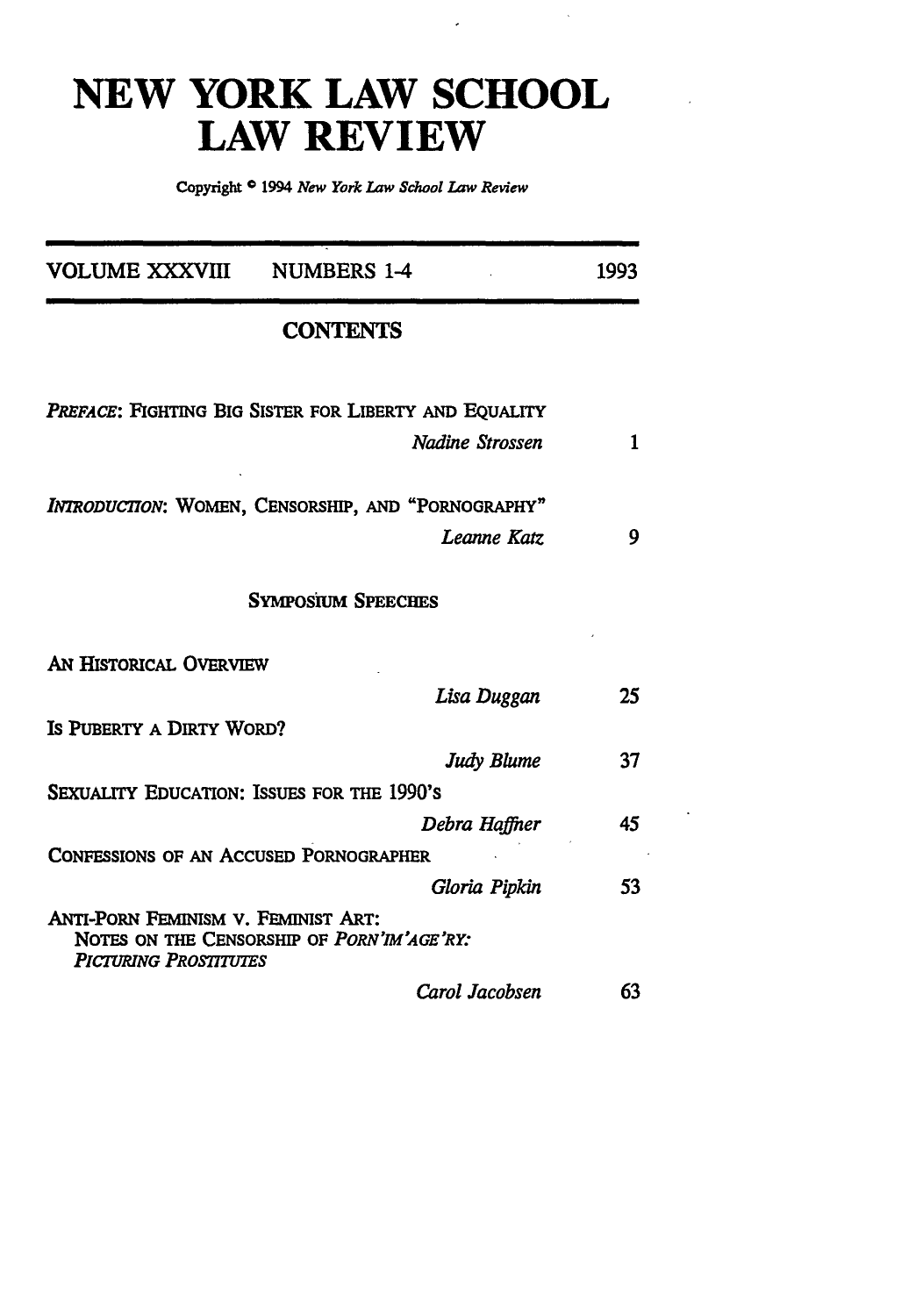# NEW YORK LAW SCHOOL LAW REVIEW

Copyright © 1994 *New York Law School Law Review*

VOLUME XXXVIII NUMBERS 1-4 1993

## CONTENTS

*PREFACE*: FIGHTING BIG SISTER FOR LIBERTY AND EQUALITY
*Nadine Strossen* 1

*INTRODUCTION*: WOMEN, CENSORSHIP, AND "PORNOGRAPHY"
*Leanne Katz* 9

### SYMPOSIUM SPEECHES

AN HISTORICAL OVERVIEW
*Lisa Duggan* 25

IS PUBERTY A DIRTY WORD?
*Judy Blume* 37

SEXUALITY EDUCATION: ISSUES FOR THE 1990'S
*Debra Haffner* 45

CONFESSIONS OF AN ACCUSED PORNOGRAPHER
*Gloria Pipkin* 53

ANTI-PORN FEMINISM V. FEMINIST ART: NOTES ON THE CENSORSHIP OF *PORN'IM'AGE'RY: PICTURING PROSTITUTES*
*Carol Jacobsen* 63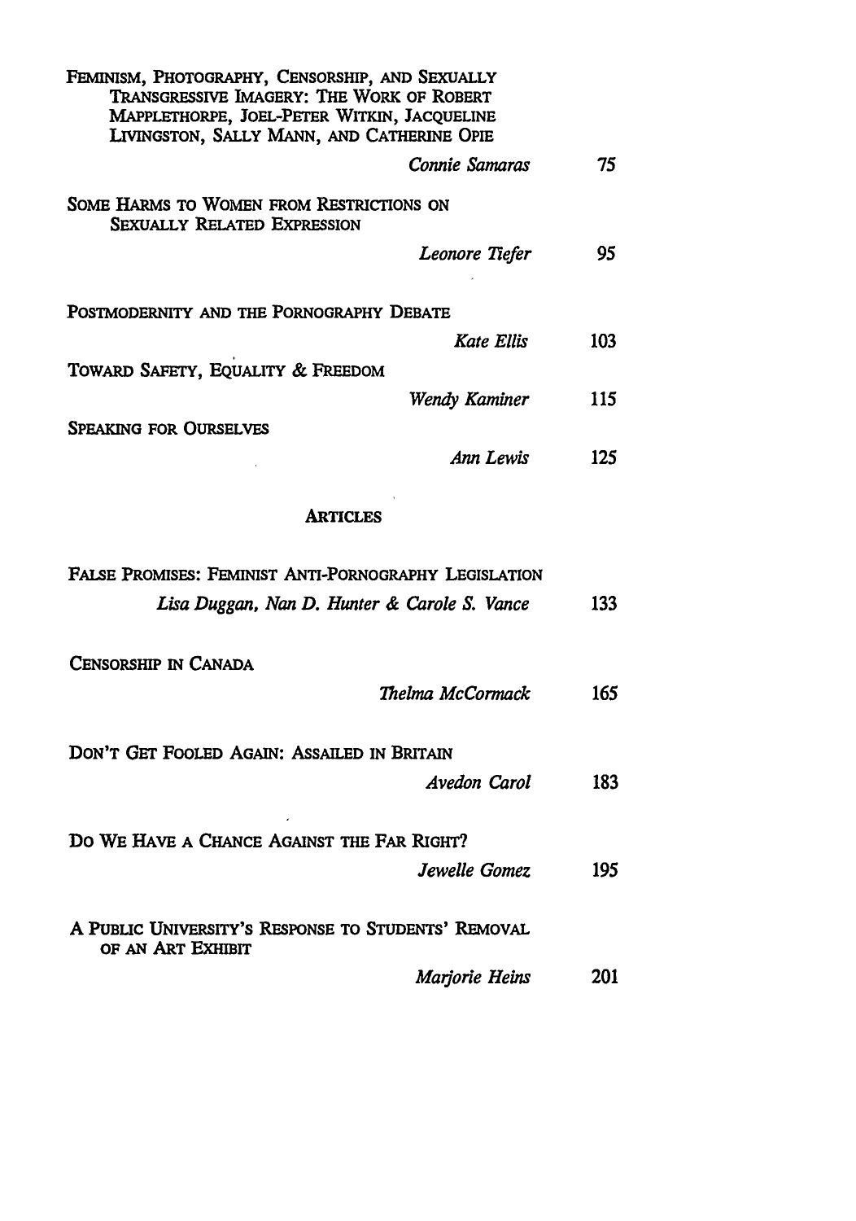Feminism, Photography, Censorship, and Sexually Transgressive Imagery: The Work of Robert Mapplethorpe, Joel-Peter Witkin, Jacqueline Livingston, Sally Mann, and Catherine Opie
*Connie Samaras* 75

Some Harms to Women from Restrictions on Sexually Related Expression
*Leonore Tiefer* 95

Postmodernity and the Pornography Debate
*Kate Ellis* 103

Toward Safety, Equality & Freedom
*Wendy Kaminer* 115

Speaking for Ourselves
*Ann Lewis* 125

## Articles

False Promises: Feminist Anti-Pornography Legislation
*Lisa Duggan, Nan D. Hunter & Carole S. Vance* 133

Censorship in Canada
*Thelma McCormack* 165

Don't Get Fooled Again: Assailed in Britain
*Avedon Carol* 183

Do We Have a Chance Against the Far Right?
*Jewelle Gomez* 195

A Public University's Response to Students' Removal of an Art Exhibit
*Marjorie Heins* 201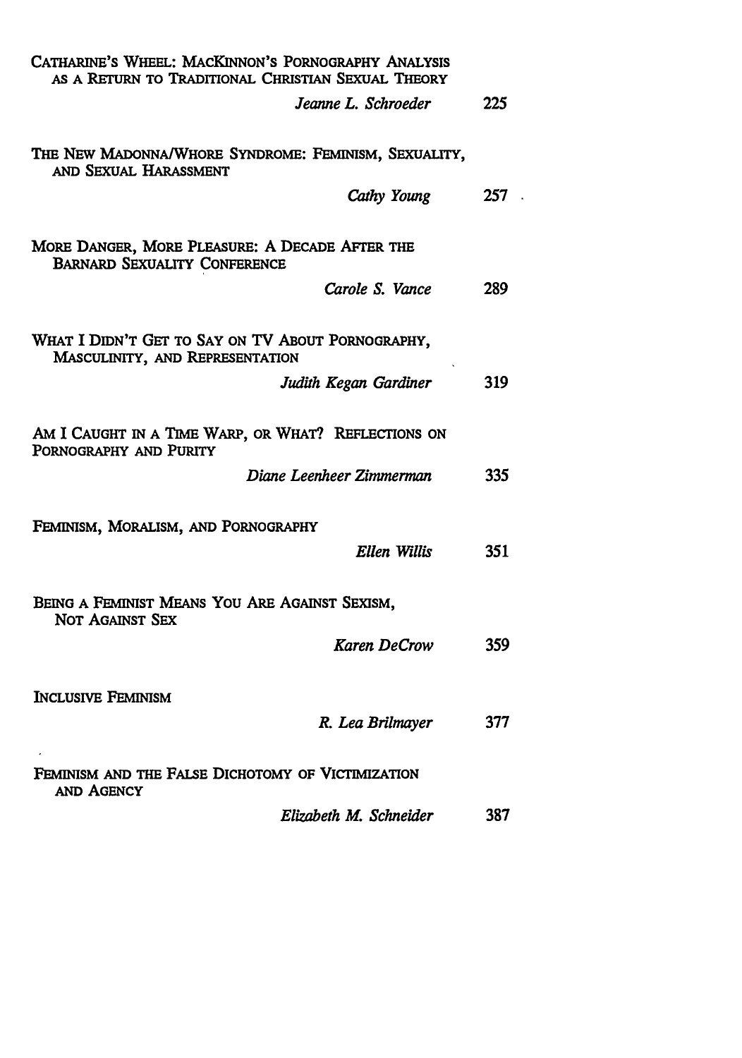Catharine's Wheel: MacKinnon's Pornography Analysis as a Return to Traditional Christian Sexual Theory

*Jeanne L. Schroeder* 225

The New Madonna/Whore Syndrome: Feminism, Sexuality, and Sexual Harassment

*Cathy Young* 257

More Danger, More Pleasure: A Decade After the Barnard Sexuality Conference

*Carole S. Vance* 289

What I Didn't Get to Say on TV About Pornography, Masculinity, and Representation

*Judith Kegan Gardiner* 319

Am I Caught in a Time Warp, or What? Reflections on Pornography and Purity

*Diane Leenheer Zimmerman* 335

Feminism, Moralism, and Pornography

*Ellen Willis* 351

Being a Feminist Means You Are Against Sexism, Not Against Sex

*Karen DeCrow* 359

Inclusive Feminism

*R. Lea Brilmayer* 377

Feminism and the False Dichotomy of Victimization and Agency

*Elizabeth M. Schneider* 387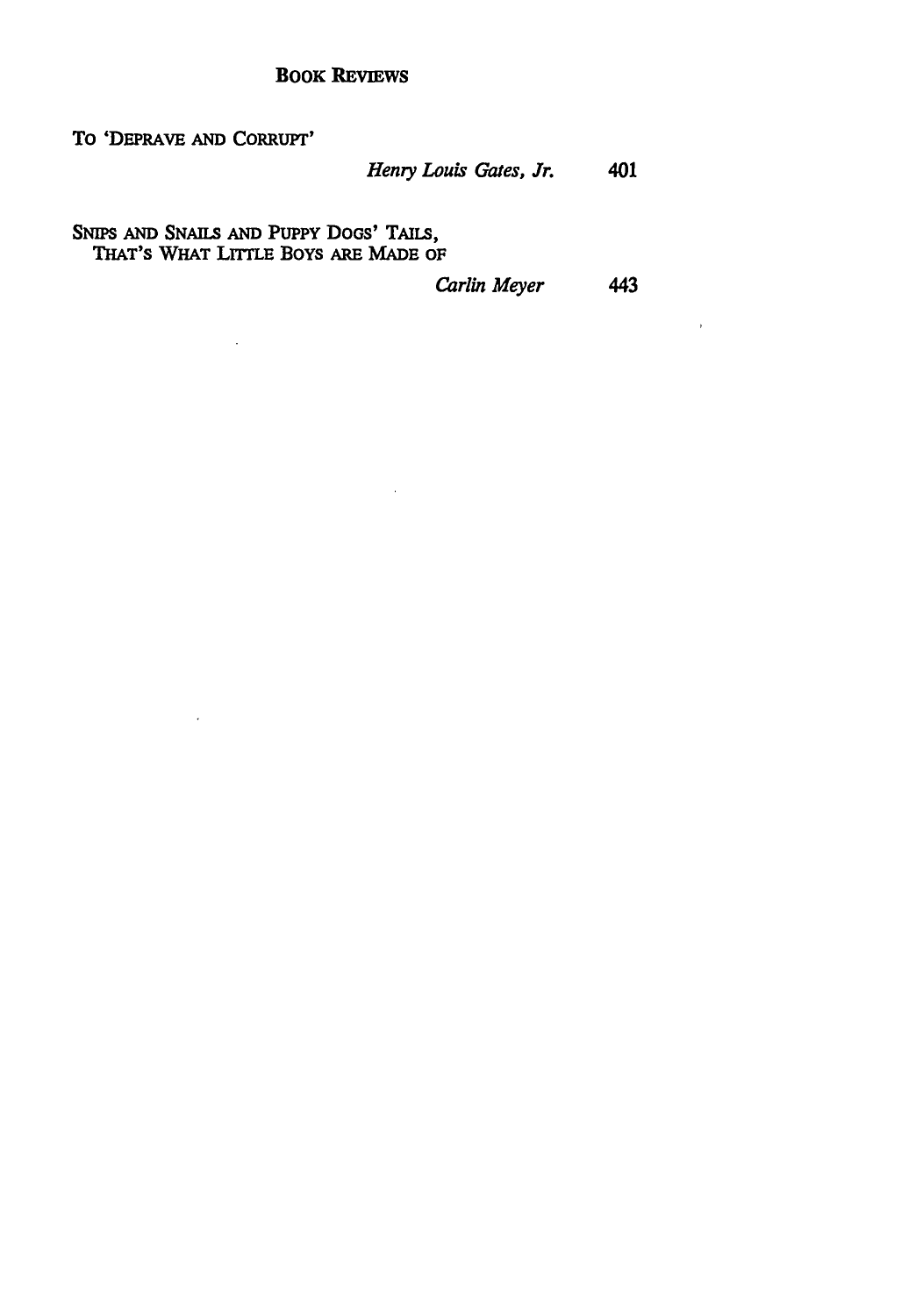## Book Reviews

To 'Deprave and Corrupt' *Henry Louis Gates, Jr.* 401

Snips and Snails and Puppy Dogs' Tails, That's What Little Boys are Made of *Carlin Meyer* 443